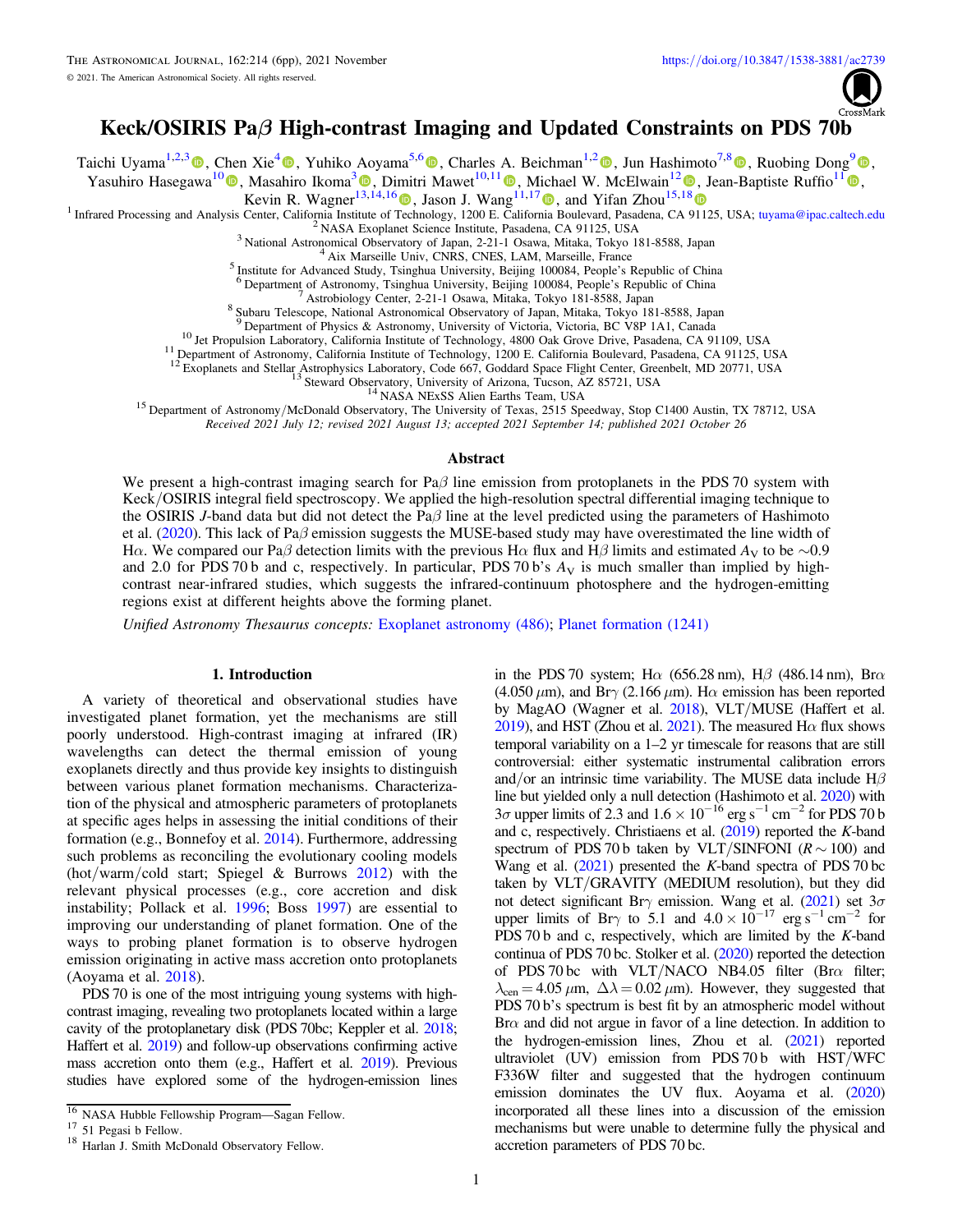# Keck/OSIRIS Pa$\beta$ High-contrast Imaging and Updated Constraints on PDS 70b

Taichi Uyama[1,2,3], Chen Xie[4], Yuhiko Aoyama[5,6], Charles A. Beichman[1,2], Jun Hashimoto[7,8], Ruobing Dong[9], Yasuhiro Hasegawa[10], Masahiro Ikoma[3], Dimitri Mawet[10,11], Michael W. McElwain[12], Jean-Baptiste Ruffio[11], Kevin R. Wagner[13,14,16], Jason J. Wang[11,17], and Yifan Zhou[15,18]

[1] Infrared Processing and Analysis Center, California Institute of Technology, 1200 E. California Boulevard, Pasadena, CA 91125, USA; tuyama@ipac.caltech.edu

[2] NASA Exoplanet Science Institute, Pasadena, CA 91125, USA

[3] National Astronomical Observatory of Japan, 2-21-1 Osawa, Mitaka, Tokyo 181-8588, Japan

[4] Aix Marseille Univ, CNRS, CNES, LAM, Marseille, France

[5] Institute for Advanced Study, Tsinghua University, Beijing 100084, People's Republic of China

[6] Department of Astronomy, Tsinghua University, Beijing 100084, People's Republic of China

[7] Astrobiology Center, 2-21-1 Osawa, Mitaka, Tokyo 181-8588, Japan

[8] Subaru Telescope, National Astronomical Observatory of Japan, Mitaka, Tokyo 181-8588, Japan

[9] Department of Physics & Astronomy, University of Victoria, Victoria, BC V8P 1A1, Canada

[10] Jet Propulsion Laboratory, California Institute of Technology, 4800 Oak Grove Drive, Pasadena, CA 91109, USA

[11] Department of Astronomy, California Institute of Technology, 1200 E. California Boulevard, Pasadena, CA 91125, USA

[12] Exoplanets and Stellar Astrophysics Laboratory, Code 667, Goddard Space Flight Center, Greenbelt, MD 20771, USA

[13] Steward Observatory, University of Arizona, Tucson, AZ 85721, USA

[14] NASA NExSS Alien Earths Team, USA

[15] Department of Astronomy/McDonald Observatory, The University of Texas, 2515 Speedway, Stop C1400 Austin, TX 78712, USA

*Received 2021 July 12; revised 2021 August 13; accepted 2021 September 14; published 2021 October 26*

## Abstract

We present a high-contrast imaging search for Pa$\beta$ line emission from protoplanets in the PDS 70 system with Keck/OSIRIS integral field spectroscopy. We applied the high-resolution spectral differential imaging technique to the OSIRIS *J*-band data but did not detect the Pa$\beta$ line at the level predicted using the parameters of Hashimoto et al. (2020). This lack of Pa$\beta$ emission suggests the MUSE-based study may have overestimated the line width of H$\alpha$. We compared our Pa$\beta$ detection limits with the previous H$\alpha$ flux and H$\beta$ limits and estimated $A_V$ to be ∼0.9 and 2.0 for PDS 70 b and c, respectively. In particular, PDS 70 b's $A_V$ is much smaller than implied by high-contrast near-infrared studies, which suggests the infrared-continuum photosphere and the hydrogen-emitting regions exist at different heights above the forming planet.

*Unified Astronomy Thesaurus concepts:* Exoplanet astronomy (486); Planet formation (1241)

## 1. Introduction

A variety of theoretical and observational studies have investigated planet formation, yet the mechanisms are still poorly understood. High-contrast imaging at infrared (IR) wavelengths can detect the thermal emission of young exoplanets directly and thus provide key insights to distinguish between various planet formation mechanisms. Characterization of the physical and atmospheric parameters of protoplanets at specific ages helps in assessing the initial conditions of their formation (e.g., Bonnefoy et al. 2014). Furthermore, addressing such problems as reconciling the evolutionary cooling models (hot/warm/cold start; Spiegel & Burrows 2012) with the relevant physical processes (e.g., core accretion and disk instability; Pollack et al. 1996; Boss 1997) are essential to improving our understanding of planet formation. One of the ways to probing planet formation is to observe hydrogen emission originating in active mass accretion onto protoplanets (Aoyama et al. 2018).

PDS 70 is one of the most intriguing young systems with high-contrast imaging, revealing two protoplanets located within a large cavity of the protoplanetary disk (PDS 70bc; Keppler et al. 2018; Haffert et al. 2019) and follow-up observations confirming active mass accretion onto them (e.g., Haffert et al. 2019). Previous studies have explored some of the hydrogen-emission lines in the PDS 70 system; H$\alpha$ (656.28 nm), H$\beta$ (486.14 nm), Br$\alpha$ (4.050 $\mu$m), and Br$\gamma$ (2.166 $\mu$m). H$\alpha$ emission has been reported by MagAO (Wagner et al. 2018), VLT/MUSE (Haffert et al. 2019), and HST (Zhou et al. 2021). The measured H$\alpha$ flux shows temporal variability on a 1–2 yr timescale for reasons that are still controversial: either systematic instrumental calibration errors and/or an intrinsic time variability. The MUSE data include H$\beta$ line but yielded only a null detection (Hashimoto et al. 2020) with 3$\sigma$ upper limits of 2.3 and $1.6 \times 10^{-16}$ erg s$^{-1}$ cm$^{-2}$ for PDS 70 b and c, respectively. Christiaens et al. (2019) reported the *K*-band spectrum of PDS 70 b taken by VLT/SINFONI ($R \sim 100$) and Wang et al. (2021) presented the *K*-band spectra of PDS 70 bc taken by VLT/GRAVITY (MEDIUM resolution), but they did not detect significant Br$\gamma$ emission. Wang et al. (2021) set 3$\sigma$ upper limits of Br$\gamma$ to 5.1 and $4.0 \times 10^{-17}$ erg s$^{-1}$ cm$^{-2}$ for PDS 70 b and c, respectively, which are limited by the *K*-band continua of PDS 70 bc. Stolker et al. (2020) reported the detection of PDS 70 bc with VLT/NACO NB4.05 filter (Br$\alpha$ filter; $\lambda_{\rm cen} = 4.05$ $\mu$m, $\Delta\lambda = 0.02$ $\mu$m). However, they suggested that PDS 70 b's spectrum is best fit by an atmospheric model without Br$\alpha$ and did not argue in favor of a line detection. In addition to the hydrogen-emission lines, Zhou et al. (2021) reported ultraviolet (UV) emission from PDS 70 b with HST/WFC F336W filter and suggested that the hydrogen continuum emission dominates the UV flux. Aoyama et al. (2020) incorporated all these lines into a discussion of the emission mechanisms but were unable to determine fully the physical and accretion parameters of PDS 70 bc.

[16] NASA Hubble Fellowship Program—Sagan Fellow.

[17] 51 Pegasi b Fellow.

[18] Harlan J. Smith McDonald Observatory Fellow.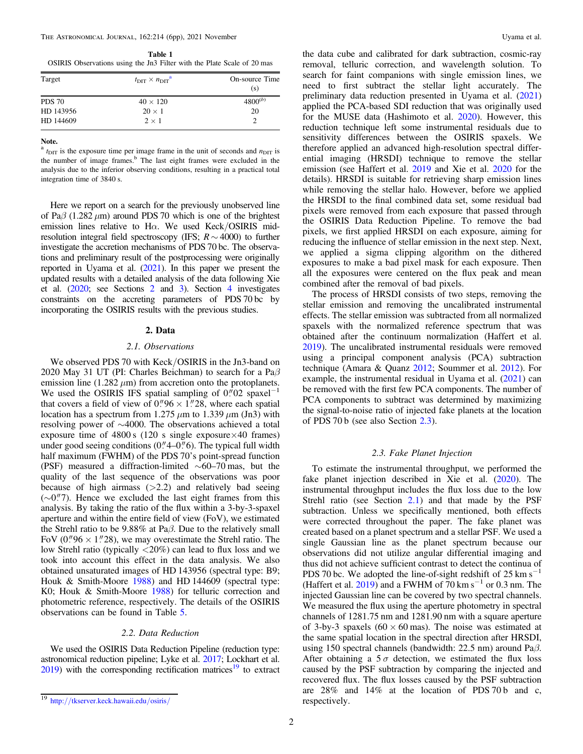**Table 1**
OSIRIS Observations using the Jn3 Filter with the Plate Scale of 20 mas

| Target | $t_{\rm DIT} \times n_{\rm DIT}$[a] | On-source Time (s) |
|---|---|---|
| PDS 70 | 40 × 120 | 4800[(b)] |
| HD 143956 | 20 × 1 | 20 |
| HD 144609 | 2 × 1 | 2 |

**Note.**
[a] $t_{\rm DIT}$ is the exposure time per image frame in the unit of seconds and $n_{\rm DIT}$ is the number of image frames.[b] The last eight frames were excluded in the analysis due to the inferior observing conditions, resulting in a practical total integration time of 3840 s.

Here we report on a search for the previously unobserved line of Pa$\beta$ (1.282 $\mu$m) around PDS 70 which is one of the brightest emission lines relative to H$\alpha$. We used Keck/OSIRIS mid-resolution integral field spectroscopy (IFS; $R \sim 4000$) to further investigate the accretion mechanisms of PDS 70 bc. The observations and preliminary result of the postprocessing were originally reported in Uyama et al. (2021). In this paper we present the updated results with a detailed analysis of the data following Xie et al. (2020; see Sections 2 and 3). Section 4 investigates constraints on the accreting parameters of PDS 70 bc by incorporating the OSIRIS results with the previous studies.

## 2. Data

### 2.1. Observations

We observed PDS 70 with Keck/OSIRIS in the Jn3-band on 2020 May 31 UT (PI: Charles Beichman) to search for a Pa$\beta$ emission line (1.282 $\mu$m) from accretion onto the protoplanets. We used the OSIRIS IFS spatial sampling of 0$''$02 spaxel$^{-1}$ that covers a field of view of 0$''$96 × 1$''$28, where each spatial location has a spectrum from 1.275 $\mu$m to 1.339 $\mu$m (Jn3) with resolving power of ~4000. The observations achieved a total exposure time of 4800 s (120 s single exposure×40 frames) under good seeing conditions (0$''$4–0$''$6). The typical full width half maximum (FWHM) of the PDS 70's point-spread function (PSF) measured a diffraction-limited ~60–70 mas, but the quality of the last sequence of the observations was poor because of high airmass (>2.2) and relatively bad seeing (~0$''$7). Hence we excluded the last eight frames from this analysis. By taking the ratio of the flux within a 3-by-3-spaxel aperture and within the entire field of view (FoV), we estimated the Strehl ratio to be 9.88% at Pa$\beta$. Due to the relatively small FoV (0$''$96 × 1$''$28), we may overestimate the Strehl ratio. The low Strehl ratio (typically <20%) can lead to flux loss and we took into account this effect in the data analysis. We also obtained unsaturated images of HD 143956 (spectral type: B9; Houk & Smith-Moore 1988) and HD 144609 (spectral type: K0; Houk & Smith-Moore 1988) for telluric correction and photometric reference, respectively. The details of the OSIRIS observations can be found in Table 5.

### 2.2. Data Reduction

We used the OSIRIS Data Reduction Pipeline (reduction type: astronomical reduction pipeline; Lyke et al. 2017; Lockhart et al. 2019) with the corresponding rectification matrices[19] to extract the data cube and calibrated for dark subtraction, cosmic-ray removal, telluric correction, and wavelength solution. To search for faint companions with single emission lines, we need to first subtract the stellar light accurately. The preliminary data reduction presented in Uyama et al. (2021) applied the PCA-based SDI reduction that was originally used for the MUSE data (Hashimoto et al. 2020). However, this reduction technique left some instrumental residuals due to sensitivity differences between the OSIRIS spaxels. We therefore applied an advanced high-resolution spectral differential imaging (HRSDI) technique to remove the stellar emission (see Haffert et al. 2019 and Xie et al. 2020 for the details). HRSDI is suitable for retrieving sharp emission lines while removing the stellar halo. However, before we applied the HRSDI to the final combined data set, some residual bad pixels were removed from each exposure that passed through the OSIRIS Data Reduction Pipeline. To remove the bad pixels, we first applied HRSDI on each exposure, aiming for reducing the influence of stellar emission in the next step. Next, we applied a sigma clipping algorithm on the dithered exposures to make a bad pixel mask for each exposure. Then all the exposures were centered on the flux peak and mean combined after the removal of bad pixels.

The process of HRSDI consists of two steps, removing the stellar emission and removing the uncalibrated instrumental effects. The stellar emission was subtracted from all normalized spaxels with the normalized reference spectrum that was obtained after the continuum normalization (Haffert et al. 2019). The uncalibrated instrumental residuals were removed using a principal component analysis (PCA) subtraction technique (Amara & Quanz 2012; Soummer et al. 2012). For example, the instrumental residual in Uyama et al. (2021) can be removed with the first few PCA components. The number of PCA components to subtract was determined by maximizing the signal-to-noise ratio of injected fake planets at the location of PDS 70 b (see also Section 2.3).

### 2.3. Fake Planet Injection

To estimate the instrumental throughput, we performed the fake planet injection described in Xie et al. (2020). The instrumental throughput includes the flux loss due to the low Strehl ratio (see Section 2.1) and that made by the PSF subtraction. Unless we specifically mentioned, both effects were corrected throughout the paper. The fake planet was created based on a planet spectrum and a stellar PSF. We used a single Gaussian line as the planet spectrum because our observations did not utilize angular differential imaging and thus did not achieve sufficient contrast to detect the continua of PDS 70 bc. We adopted the line-of-sight redshift of 25 km s$^{-1}$ (Haffert et al. 2019) and a FWHM of 70 km s$^{-1}$ or 0.3 nm. The injected Gaussian line can be covered by two spectral channels. We measured the flux using the aperture photometry in spectral channels of 1281.75 nm and 1281.90 nm with a square aperture of 3-by-3 spaxels (60 × 60 mas). The noise was estimated at the same spatial location in the spectral direction after HRSDI, using 150 spectral channels (bandwidth: 22.5 nm) around Pa$\beta$. After obtaining a 5 $\sigma$ detection, we estimated the flux loss caused by the PSF subtraction by comparing the injected and recovered flux. The flux losses caused by the PSF subtraction are 28% and 14% at the location of PDS 70 b and c, respectively.

[19] http://tkserver.keck.hawaii.edu/osiris/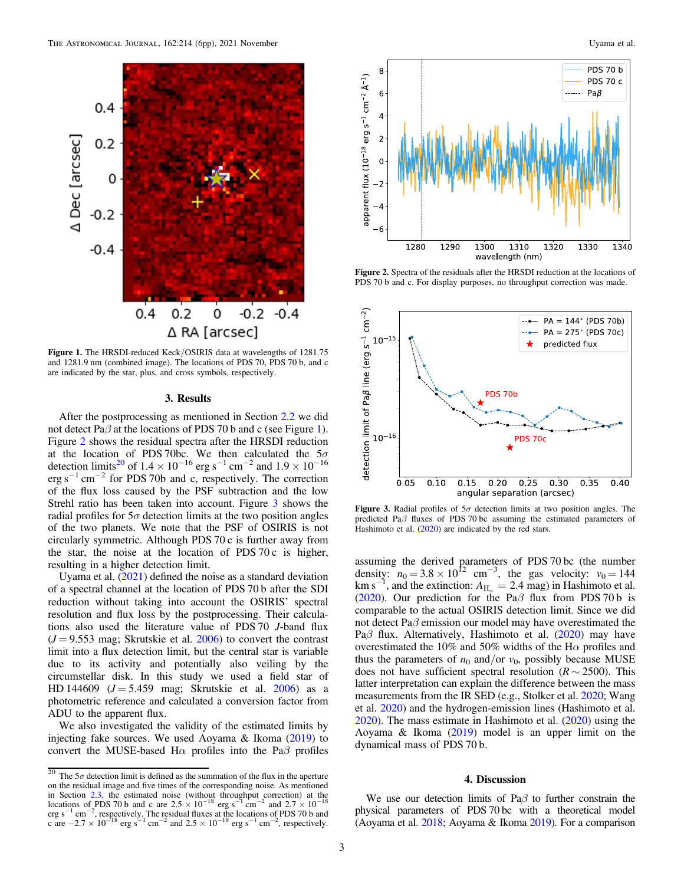Figure 1. The HRSDI-reduced Keck/OSIRIS data at wavelengths of 1281.75 and 1281.9 nm (combined image). The locations of PDS 70, PDS 70 b, and c are indicated by the star, plus, and cross symbols, respectively.

## 3. Results

After the postprocessing as mentioned in Section 2.2 we did not detect Pa$\beta$ at the locations of PDS 70 b and c (see Figure 1). Figure 2 shows the residual spectra after the HRSDI reduction at the location of PDS 70bc. We then calculated the 5$\sigma$ detection limits[20] of $1.4 \times 10^{-16}$ erg s$^{-1}$ cm$^{-2}$ and $1.9 \times 10^{-16}$ erg s$^{-1}$ cm$^{-2}$ for PDS 70b and c, respectively. The correction of the flux loss caused by the PSF subtraction and the low Strehl ratio has been taken into account. Figure 3 shows the radial profiles for 5$\sigma$ detection limits at the two position angles of the two planets. We note that the PSF of OSIRIS is not circularly symmetric. Although PDS 70 c is further away from the star, the noise at the location of PDS 70 c is higher, resulting in a higher detection limit.

Uyama et al. (2021) defined the noise as a standard deviation of a spectral channel at the location of PDS 70 b after the SDI reduction without taking into account the OSIRIS' spectral resolution and flux loss by the postprocessing. Their calculations also used the literature value of PDS 70 $J$-band flux ($J = 9.553$ mag; Skrutskie et al. 2006) to convert the contrast limit into a flux detection limit, but the central star is variable due to its activity and potentially also veiling by the circumstellar disk. In this study we used a field star of HD 144609 ($J = 5.459$ mag; Skrutskie et al. 2006) as a photometric reference and calculated a conversion factor from ADU to the apparent flux.

We also investigated the validity of the estimated limits by injecting fake sources. We used Aoyama & Ikoma (2019) to convert the MUSE-based H$\alpha$ profiles into the Pa$\beta$ profiles assuming the derived parameters of PDS 70 bc (the number density: $n_0 = 3.8 \times 10^{12}$ cm$^{-3}$, the gas velocity: $v_0 = 144$ km s$^{-1}$, and the extinction: $A_{\mathrm{H}_\alpha} = 2.4$ mag) in Hashimoto et al. (2020). Our prediction for the Pa$\beta$ flux from PDS 70 b is comparable to the actual OSIRIS detection limit. Since we did not detect Pa$\beta$ emission our model may have overestimated the Pa$\beta$ flux. Alternatively, Hashimoto et al. (2020) may have overestimated the 10% and 50% widths of the H$\alpha$ profiles and thus the parameters of $n_0$ and/or $v_0$, possibly because MUSE does not have sufficient spectral resolution ($R \sim 2500$). This latter interpretation can explain the difference between the mass measurements from the IR SED (e.g., Stolker et al. 2020; Wang et al. 2020) and the hydrogen-emission lines (Hashimoto et al. 2020). The mass estimate in Hashimoto et al. (2020) using the Aoyama & Ikoma (2019) model is an upper limit on the dynamical mass of PDS 70 b.

Figure 2. Spectra of the residuals after the HRSDI reduction at the locations of PDS 70 b and c. For display purposes, no throughput correction was made.

Figure 3. Radial profiles of 5$\sigma$ detection limits at two position angles. The predicted Pa$\beta$ fluxes of PDS 70 bc assuming the estimated parameters of Hashimoto et al. (2020) are indicated by the red stars.

## 4. Discussion

We use our detection limits of Pa$\beta$ to further constrain the physical parameters of PDS 70 bc with a theoretical model (Aoyama et al. 2018; Aoyama & Ikoma 2019). For a comparison

[20] The 5$\sigma$ detection limit is defined as the summation of the flux in the aperture on the residual image and five times of the corresponding noise. As mentioned in Section 2.3, the estimated noise (without throughput correction) at the locations of PDS 70 b and c are $2.5 \times 10^{-18}$ erg s$^{-1}$ cm$^{-2}$ and $2.7 \times 10^{-18}$ erg s$^{-1}$ cm$^{-2}$, respectively. The residual fluxes at the locations of PDS 70 b and c are $-2.7 \times 10^{-18}$ erg s$^{-1}$ cm$^{-2}$ and $2.5 \times 10^{-18}$ erg s$^{-1}$ cm$^{-2}$, respectively.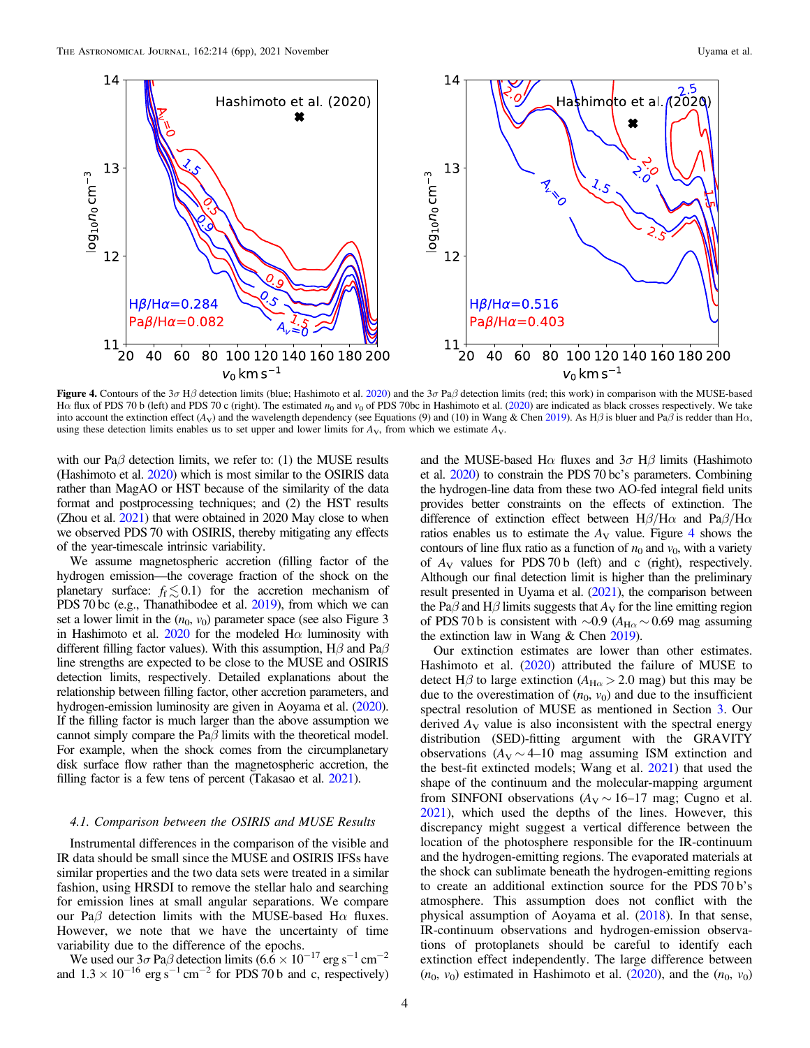**Figure 4.** Contours of the 3$\sigma$ H$\beta$ detection limits (blue; Hashimoto et al. 2020) and the 3$\sigma$ Pa$\beta$ detection limits (red; this work) in comparison with the MUSE-based H$\alpha$ flux of PDS 70 b (left) and PDS 70 c (right). The estimated $n_0$ and $v_0$ of PDS 70bc in Hashimoto et al. (2020) are indicated as black crosses respectively. We take into account the extinction effect ($A_V$) and the wavelength dependency (see Equations (9) and (10) in Wang & Chen 2019). As H$\beta$ is bluer and Pa$\beta$ is redder than H$\alpha$, using these detection limits enables us to set upper and lower limits for $A_V$, from which we estimate $A_V$.

with our Pa$\beta$ detection limits, we refer to: (1) the MUSE results (Hashimoto et al. 2020) which is most similar to the OSIRIS data rather than MagAO or HST because of the similarity of the data format and postprocessing techniques; and (2) the HST results (Zhou et al. 2021) that were obtained in 2020 May close to when we observed PDS 70 with OSIRIS, thereby mitigating any effects of the year-timescale intrinsic variability.

We assume magnetospheric accretion (filling factor of the hydrogen emission—the coverage fraction of the shock on the planetary surface: $f_f \lesssim 0.1$) for the accretion mechanism of PDS 70 bc (e.g., Thanathibodee et al. 2019), from which we can set a lower limit in the ($n_0$, $v_0$) parameter space (see also Figure 3 in Hashimoto et al. 2020 for the modeled H$\alpha$ luminosity with different filling factor values). With this assumption, H$\beta$ and Pa$\beta$ line strengths are expected to be close to the MUSE and OSIRIS detection limits, respectively. Detailed explanations about the relationship between filling factor, other accretion parameters, and hydrogen-emission luminosity are given in Aoyama et al. (2020). If the filling factor is much larger than the above assumption we cannot simply compare the Pa$\beta$ limits with the theoretical model. For example, when the shock comes from the circumplanetary disk surface flow rather than the magnetospheric accretion, the filling factor is a few tens of percent (Takasao et al. 2021).

### 4.1. Comparison between the OSIRIS and MUSE Results

Instrumental differences in the comparison of the visible and IR data should be small since the MUSE and OSIRIS IFSs have similar properties and the two data sets were treated in a similar fashion, using HRSDI to remove the stellar halo and searching for emission lines at small angular separations. We compare our Pa$\beta$ detection limits with the MUSE-based H$\alpha$ fluxes. However, we note that we have the uncertainty of time variability due to the difference of the epochs.

We used our 3$\sigma$ Pa$\beta$ detection limits ($6.6 \times 10^{-17}$ erg s$^{-1}$ cm$^{-2}$ and $1.3 \times 10^{-16}$ erg s$^{-1}$ cm$^{-2}$ for PDS 70 b and c, respectively) and the MUSE-based H$\alpha$ fluxes and 3$\sigma$ H$\beta$ limits (Hashimoto et al. 2020) to constrain the PDS 70 bc's parameters. Combining the hydrogen-line data from these two AO-fed integral field units provides better constraints on the effects of extinction. The difference of extinction effect between H$\beta$/H$\alpha$ and Pa$\beta$/H$\alpha$ ratios enables us to estimate the $A_V$ value. Figure 4 shows the contours of line flux ratio as a function of $n_0$ and $v_0$, with a variety of $A_V$ values for PDS 70 b (left) and c (right), respectively. Although our final detection limit is higher than the preliminary result presented in Uyama et al. (2021), the comparison between the Pa$\beta$ and H$\beta$ limits suggests that $A_V$ for the line emitting region of PDS 70 b is consistent with $\sim$0.9 ($A_{H\alpha} \sim 0.69$ mag assuming the extinction law in Wang & Chen 2019).

Our extinction estimates are lower than other estimates. Hashimoto et al. (2020) attributed the failure of MUSE to detect H$\beta$ to large extinction ($A_{H\alpha} > 2.0$ mag) but this may be due to the overestimation of ($n_0$, $v_0$) and due to the insufficient spectral resolution of MUSE as mentioned in Section 3. Our derived $A_V$ value is also inconsistent with the spectral energy distribution (SED)-fitting argument with the GRAVITY observations ($A_V \sim$ 4–10 mag assuming ISM extinction and the best-fit extincted models; Wang et al. 2021) that used the shape of the continuum and the molecular-mapping argument from SINFONI observations ($A_V \sim$ 16–17 mag; Cugno et al. 2021), which used the depths of the lines. However, this discrepancy might suggest a vertical difference between the location of the photosphere responsible for the IR-continuum and the hydrogen-emitting regions. The evaporated materials at the shock can sublimate beneath the hydrogen-emitting regions to create an additional extinction source for the PDS 70 b's atmosphere. This assumption does not conflict with the physical assumption of Aoyama et al. (2018). In that sense, IR-continuum observations and hydrogen-emission observations of protoplanets should be careful to identify each extinction effect independently. The large difference between ($n_0$, $v_0$) estimated in Hashimoto et al. (2020), and the ($n_0$, $v_0$)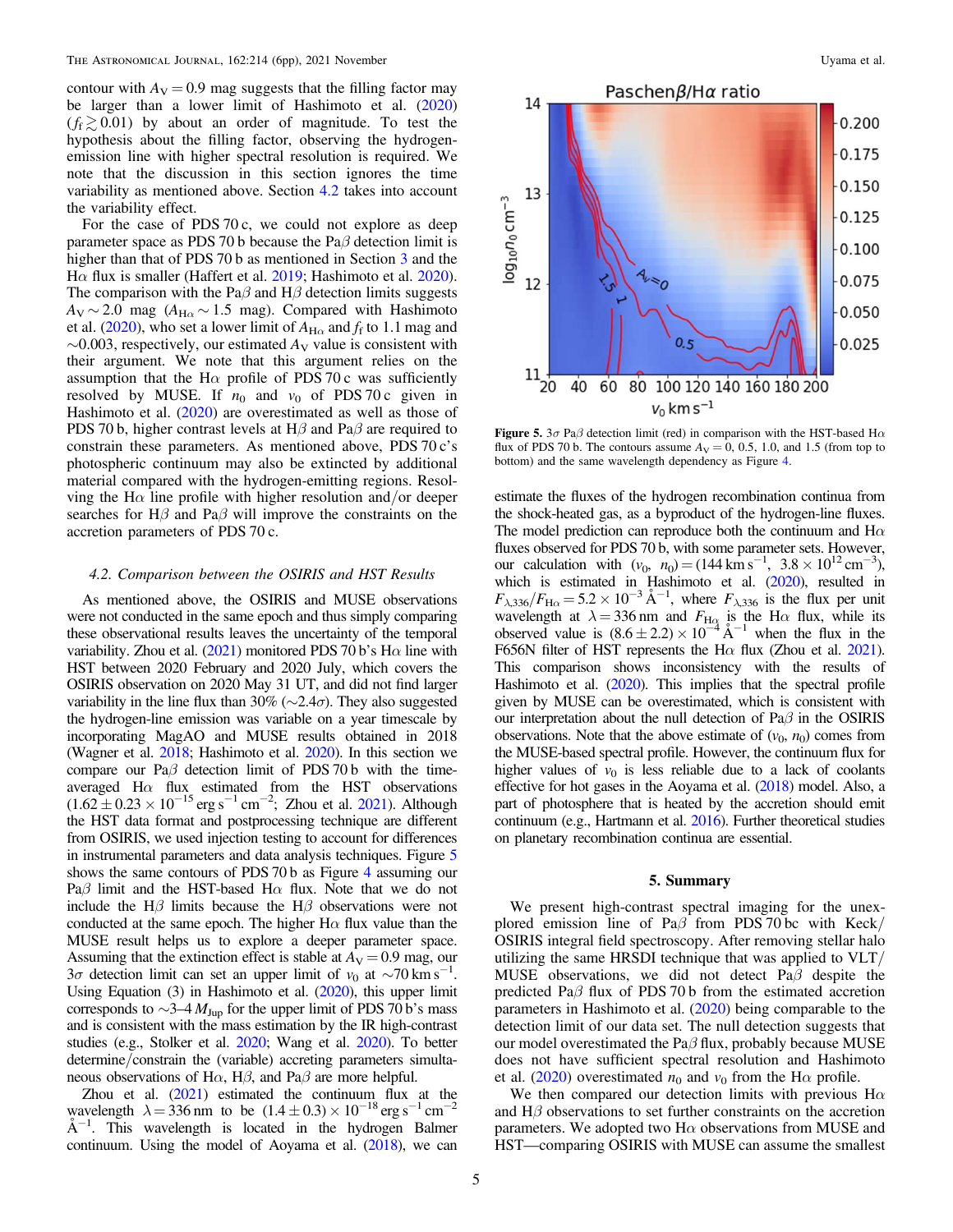contour with $A_V = 0.9$ mag suggests that the filling factor may be larger than a lower limit of Hashimoto et al. (2020) ($f_f \gtrsim 0.01$) by about an order of magnitude. To test the hypothesis about the filling factor, observing the hydrogen-emission line with higher spectral resolution is required. We note that the discussion in this section ignores the time variability as mentioned above. Section 4.2 takes into account the variability effect.

For the case of PDS 70 c, we could not explore as deep parameter space as PDS 70 b because the Pa$\beta$ detection limit is higher than that of PDS 70 b as mentioned in Section 3 and the H$\alpha$ flux is smaller (Haffert et al. 2019; Hashimoto et al. 2020). The comparison with the Pa$\beta$ and H$\beta$ detection limits suggests $A_V \sim 2.0$ mag ($A_{H\alpha} \sim 1.5$ mag). Compared with Hashimoto et al. (2020), who set a lower limit of $A_{H\alpha}$ and $f_f$ to 1.1 mag and $\sim$0.003, respectively, our estimated $A_V$ value is consistent with their argument. We note that this argument relies on the assumption that the H$\alpha$ profile of PDS 70 c was sufficiently resolved by MUSE. If $n_0$ and $v_0$ of PDS 70 c given in Hashimoto et al. (2020) are overestimated as well as those of PDS 70 b, higher contrast levels at H$\beta$ and Pa$\beta$ are required to constrain these parameters. As mentioned above, PDS 70 c's photospheric continuum may also be extincted by additional material compared with the hydrogen-emitting regions. Resolving the H$\alpha$ line profile with higher resolution and/or deeper searches for H$\beta$ and Pa$\beta$ will improve the constraints on the accretion parameters of PDS 70 c.

### 4.2. Comparison between the OSIRIS and HST Results

As mentioned above, the OSIRIS and MUSE observations were not conducted in the same epoch and thus simply comparing these observational results leaves the uncertainty of the temporal variability. Zhou et al. (2021) monitored PDS 70 b's H$\alpha$ line with HST between 2020 February and 2020 July, which covers the OSIRIS observation on 2020 May 31 UT, and did not find larger variability in the line flux than 30% ($\sim$2.4$\sigma$). They also suggested the hydrogen-line emission was variable on a year timescale by incorporating MagAO and MUSE results obtained in 2018 (Wagner et al. 2018; Hashimoto et al. 2020). In this section we compare our Pa$\beta$ detection limit of PDS 70 b with the time-averaged H$\alpha$ flux estimated from the HST observations ($(1.62 \pm 0.23 \times 10^{-15}$ erg s$^{-1}$ cm$^{-2}$; Zhou et al. 2021). Although the HST data format and postprocessing technique are different from OSIRIS, we used injection testing to account for differences in instrumental parameters and data analysis techniques. Figure 5 shows the same contours of PDS 70 b as Figure 4 assuming our Pa$\beta$ limit and the HST-based H$\alpha$ flux. Note that we do not include the H$\beta$ limits because the H$\beta$ observations were not conducted at the same epoch. The higher H$\alpha$ flux value than the MUSE result helps us to explore a deeper parameter space. Assuming that the extinction effect is stable at $A_V = 0.9$ mag, our 3$\sigma$ detection limit can set an upper limit of $v_0$ at $\sim$70 km s$^{-1}$. Using Equation (3) in Hashimoto et al. (2020), this upper limit corresponds to $\sim$3–4 $M_{\rm Jup}$ for the upper limit of PDS 70 b's mass and is consistent with the mass estimation by the IR high-contrast studies (e.g., Stolker et al. 2020; Wang et al. 2020). To better determine/constrain the (variable) accreting parameters simultaneous observations of H$\alpha$, H$\beta$, and Pa$\beta$ are more helpful.

Zhou et al. (2021) estimated the continuum flux at the wavelength $\lambda = 336$ nm to be $(1.4 \pm 0.3) \times 10^{-18}$ erg s$^{-1}$ cm$^{-2}$ Å$^{-1}$. This wavelength is located in the hydrogen Balmer continuum. Using the model of Aoyama et al. (2018), we can estimate the fluxes of the hydrogen recombination continua from the shock-heated gas, as a byproduct of the hydrogen-line fluxes. The model prediction can reproduce both the continuum and H$\alpha$ fluxes observed for PDS 70 b, with some parameter sets. However, our calculation with $(v_0, n_0) = (144$ km s$^{-1}$, $3.8 \times 10^{12}$ cm$^{-3})$, which is estimated in Hashimoto et al. (2020), resulted in $F_{\lambda,336}/F_{H\alpha} = 5.2 \times 10^{-3}$ Å$^{-1}$, where $F_{\lambda,336}$ is the flux per unit wavelength at $\lambda = 336$ nm and $F_{H\alpha}$ is the H$\alpha$ flux, while its observed value is $(8.6 \pm 2.2) \times 10^{-4}$ Å$^{-1}$ when the flux in the F656N filter of HST represents the H$\alpha$ flux (Zhou et al. 2021). This comparison shows inconsistency with the results of Hashimoto et al. (2020). This implies that the spectral profile given by MUSE can be overestimated, which is consistent with our interpretation about the null detection of Pa$\beta$ in the OSIRIS observations. Note that the above estimate of $(v_0, n_0)$ comes from the MUSE-based spectral profile. However, the continuum flux for higher values of $v_0$ is less reliable due to a lack of coolants effective for hot gases in the Aoyama et al. (2018) model. Also, a part of photosphere that is heated by the accretion should emit continuum (e.g., Hartmann et al. 2016). Further theoretical studies on planetary recombination continua are essential.

**Figure 5.** 3$\sigma$ Pa$\beta$ detection limit (red) in comparison with the HST-based H$\alpha$ flux of PDS 70 b. The contours assume $A_V = 0$, 0.5, 1.0, and 1.5 (from top to bottom) and the same wavelength dependency as Figure 4.

## 5. Summary

We present high-contrast spectral imaging for the unexplored emission line of Pa$\beta$ from PDS 70 bc with Keck/OSIRIS integral field spectroscopy. After removing stellar halo utilizing the same HRSDI technique that was applied to VLT/MUSE observations, we did not detect Pa$\beta$ despite the predicted Pa$\beta$ flux of PDS 70 b from the estimated accretion parameters in Hashimoto et al. (2020) being comparable to the detection limit of our data set. The null detection suggests that our model overestimated the Pa$\beta$ flux, probably because MUSE does not have sufficient spectral resolution and Hashimoto et al. (2020) overestimated $n_0$ and $v_0$ from the H$\alpha$ profile.

We then compared our detection limits with previous H$\alpha$ and H$\beta$ observations to set further constraints on the accretion parameters. We adopted two H$\alpha$ observations from MUSE and HST—comparing OSIRIS with MUSE can assume the smallest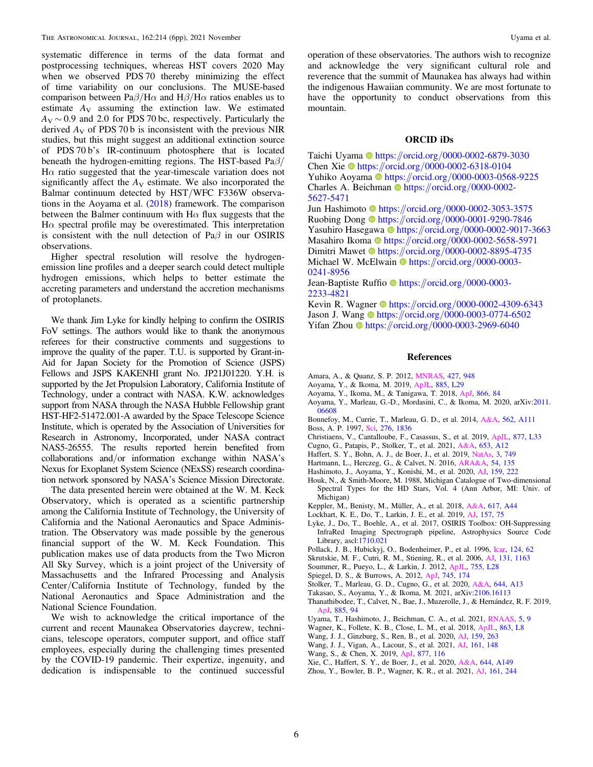systematic difference in terms of the data format and postprocessing techniques, whereas HST covers 2020 May when we observed PDS 70 thereby minimizing the effect of time variability on our conclusions. The MUSE-based comparison between Pa$\beta$/H$\alpha$ and H$\beta$/H$\alpha$ ratios enables us to estimate $A_V$ assuming the extinction law. We estimated $A_V \sim 0.9$ and 2.0 for PDS 70 bc, respectively. Particularly the derived $A_V$ of PDS 70 b is inconsistent with the previous NIR studies, but this might suggest an additional extinction source of PDS 70 b's IR-continuum photosphere that is located beneath the hydrogen-emitting regions. The HST-based Pa$\beta$/H$\alpha$ ratio suggested that the year-timescale variation does not significantly affect the $A_V$ estimate. We also incorporated the Balmar continuum detected by HST/WFC F336W observations in the Aoyama et al. (2018) framework. The comparison between the Balmer continuum with H$\alpha$ flux suggests that the H$\alpha$ spectral profile may be overestimated. This interpretation is consistent with the null detection of Pa$\beta$ in our OSIRIS observations.

Higher spectral resolution will resolve the hydrogen-emission line profiles and a deeper search could detect multiple hydrogen emissions, which helps to better estimate the accreting parameters and understand the accretion mechanisms of protoplanets.

We thank Jim Lyke for kindly helping to confirm the OSIRIS FoV settings. The authors would like to thank the anonymous referees for their constructive comments and suggestions to improve the quality of the paper. T.U. is supported by Grant-in-Aid for Japan Society for the Promotion of Science (JSPS) Fellows and JSPS KAKENHI grant No. JP21J01220. Y.H. is supported by the Jet Propulsion Laboratory, California Institute of Technology, under a contract with NASA. K.W. acknowledges support from NASA through the NASA Hubble Fellowship grant HST-HF2-51472.001-A awarded by the Space Telescope Science Institute, which is operated by the Association of Universities for Research in Astronomy, Incorporated, under NASA contract NAS5-26555. The results reported herein benefited from collaborations and/or information exchange within NASA's Nexus for Exoplanet System Science (NExSS) research coordination network sponsored by NASA's Science Mission Directorate.

The data presented herein were obtained at the W. M. Keck Observatory, which is operated as a scientific partnership among the California Institute of Technology, the University of California and the National Aeronautics and Space Administration. The Observatory was made possible by the generous financial support of the W. M. Keck Foundation. This publication makes use of data products from the Two Micron All Sky Survey, which is a joint project of the University of Massachusetts and the Infrared Processing and Analysis Center/California Institute of Technology, funded by the National Aeronautics and Space Administration and the National Science Foundation.

We wish to acknowledge the critical importance of the current and recent Maunakea Observatories daycrew, technicians, telescope operators, computer support, and office staff employees, especially during the challenging times presented by the COVID-19 pandemic. Their expertize, ingenuity, and dedication is indispensable to the continued successful operation of these observatories. The authors wish to recognize and acknowledge the very significant cultural role and reverence that the summit of Maunakea has always had within the indigenous Hawaiian community. We are most fortunate to have the opportunity to conduct observations from this mountain.

## ORCID iDs

Taichi Uyama https://orcid.org/0000-0002-6879-3030
Chen Xie https://orcid.org/0000-0002-6318-0104
Yuhiko Aoyama https://orcid.org/0000-0003-0568-9225
Charles A. Beichman https://orcid.org/0000-0002-5627-5471
Jun Hashimoto https://orcid.org/0000-0002-3053-3575
Ruobing Dong https://orcid.org/0000-0001-9290-7846
Yasuhiro Hasegawa https://orcid.org/0000-0002-9017-3663
Masahiro Ikoma https://orcid.org/0000-0002-5658-5971
Dimitri Mawet https://orcid.org/0000-0002-8895-4735
Michael W. McElwain https://orcid.org/0000-0003-0241-8956
Jean-Baptiste Ruffio https://orcid.org/0000-0003-2233-4821
Kevin R. Wagner https://orcid.org/0000-0002-4309-6343
Jason J. Wang https://orcid.org/0000-0003-0774-6502
Yifan Zhou https://orcid.org/0000-0003-2969-6040

## References

Amara, A., & Quanz, S. P. 2012, MNRAS, 427, 948
Aoyama, Y., & Ikoma, M. 2019, ApJL, 885, L29
Aoyama, Y., Ikoma, M., & Tanigawa, T. 2018, ApJ, 866, 84
Aoyama, Y., Marleau, G.-D., Mordasini, C., & Ikoma, M. 2020, arXiv:2011.06608
Bonnefoy, M., Currie, T., Marleau, G. D., et al. 2014, A&A, 562, A111
Boss, A. P. 1997, Sci, 276, 1836
Christiaens, V., Cantalloube, F., Casassus, S., et al. 2019, ApJL, 877, L33
Cugno, G., Patapis, P., Stolker, T., et al. 2021, A&A, 653, A12
Haffert, S. Y., Bohn, A. J., de Boer, J., et al. 2019, NatAs, 3, 749
Hartmann, L., Herczeg, G., & Calvet, N. 2016, ARA&A, 54, 135
Hashimoto, J., Aoyama, Y., Konishi, M., et al. 2020, AJ, 159, 222
Houk, N., & Smith-Moore, M. 1988, Michigan Catalogue of Two-dimensional Spectral Types for the HD Stars, Vol. 4 (Ann Arbor, MI: Univ. of Michigan)
Keppler, M., Benisty, M., Müller, A., et al. 2018, A&A, 617, A44
Lockhart, K. E., Do, T., Larkin, J. E., et al. 2019, AJ, 157, 75
Lyke, J., Do, T., Boehle, A., et al. 2017, OSIRIS Toolbox: OH-Suppressing InfraRed Imaging Spectrograph pipeline, Astrophysics Source Code Library, ascl:1710.021
Pollack, J. B., Hubickyj, O., Bodenheimer, P., et al. 1996, Icar, 124, 62
Skrutskie, M. F., Cutri, R. M., Stiening, R., et al. 2006, AJ, 131, 1163
Soummer, R., Pueyo, L., & Larkin, J. 2012, ApJL, 755, L28
Spiegel, D. S., & Burrows, A. 2012, ApJ, 745, 174
Stolker, T., Marleau, G. D., Cugno, G., et al. 2020, A&A, 644, A13
Takasao, S., Aoyama, Y., & Ikoma, M. 2021, arXiv:2106.16113
Thanathibodee, T., Calvet, N., Bae, J., Muzerolle, J., & Hernández, R. F. 2019, ApJ, 885, 94
Uyama, T., Hashimoto, J., Beichman, C. A., et al. 2021, RNAAS, 5, 9
Wagner, K., Follete, K. B., Close, L. M., et al. 2018, ApJL, 863, L8
Wang, J. J., Ginzburg, S., Ren, B., et al. 2020, AJ, 159, 263
Wang, J. J., Vigan, A., Lacour, S., et al. 2021, AJ, 161, 148
Wang, S., & Chen, X. 2019, ApJ, 877, 116
Xie, C., Haffert, S. Y., de Boer, J., et al. 2020, A&A, 644, A149
Zhou, Y., Bowler, B. P., Wagner, K. R., et al. 2021, AJ, 161, 244